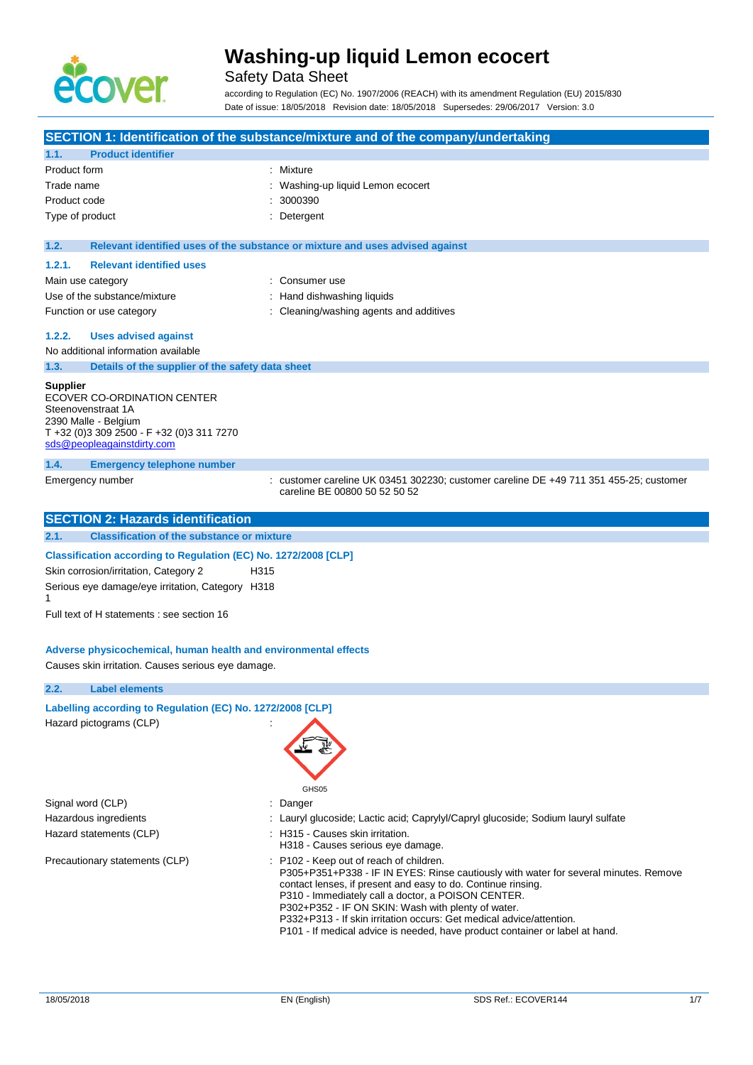# Washing-up liquid Lemon ecocert

Safety Data Sheet

according to Regulation (EC) No. 1907/2006 (REACH) with its amendment Regulation (EU) 2015/830

Date of issue: 18/05/2018 Revision date: 18/05/2018 Supersedes: 29/06/2017 Version: 3.0

## SECTION 1: Identification of the substance/mixture and of the company/undertaking

### 1.1. Product identifier

| | |
|---|---|
| Product form | : Mixture |
| Trade name | : Washing-up liquid Lemon ecocert |
| Product code | : 3000390 |
| Type of product | : Detergent |

### 1.2. Relevant identified uses of the substance or mixture and uses advised against

#### 1.2.1. Relevant identified uses

| | |
|---|---|
| Main use category | : Consumer use |
| Use of the substance/mixture | : Hand dishwashing liquids |
| Function or use category | : Cleaning/washing agents and additives |

#### 1.2.2. Uses advised against

No additional information available

### 1.3. Details of the supplier of the safety data sheet

**Supplier**
ECOVER CO-ORDINATION CENTER
Steenovenstraat 1A
2390 Malle - Belgium
T +32 (0)3 309 2500 - F +32 (0)3 311 7270
sds@peopleagainstdirty.com

### 1.4. Emergency telephone number

| | |
|---|---|
| Emergency number | : customer careline UK 03451 302230; customer careline DE +49 711 351 455-25; customer careline BE 00800 50 52 50 52 |

## SECTION 2: Hazards identification

### 2.1. Classification of the substance or mixture

**Classification according to Regulation (EC) No. 1272/2008 [CLP]**

| | |
|---|---|
| Skin corrosion/irritation, Category 2 | H315 |
| Serious eye damage/eye irritation, Category 1 | H318 |

Full text of H statements : see section 16

**Adverse physicochemical, human health and environmental effects**

Causes skin irritation. Causes serious eye damage.

### 2.2. Label elements

**Labelling according to Regulation (EC) No. 1272/2008 [CLP]**

Hazard pictograms (CLP) :

GHS05

| | |
|---|---|
| Signal word (CLP) | : Danger |
| Hazardous ingredients | : Lauryl glucoside; Lactic acid; Caprylyl/Capryl glucoside; Sodium lauryl sulfate |
| Hazard statements (CLP) | : H315 - Causes skin irritation.<br>H318 - Causes serious eye damage. |
| Precautionary statements (CLP) | : P102 - Keep out of reach of children.<br>P305+P351+P338 - IF IN EYES: Rinse cautiously with water for several minutes. Remove contact lenses, if present and easy to do. Continue rinsing.<br>P310 - Immediately call a doctor, a POISON CENTER.<br>P302+P352 - IF ON SKIN: Wash with plenty of water.<br>P332+P313 - If skin irritation occurs: Get medical advice/attention.<br>P101 - If medical advice is needed, have product container or label at hand. |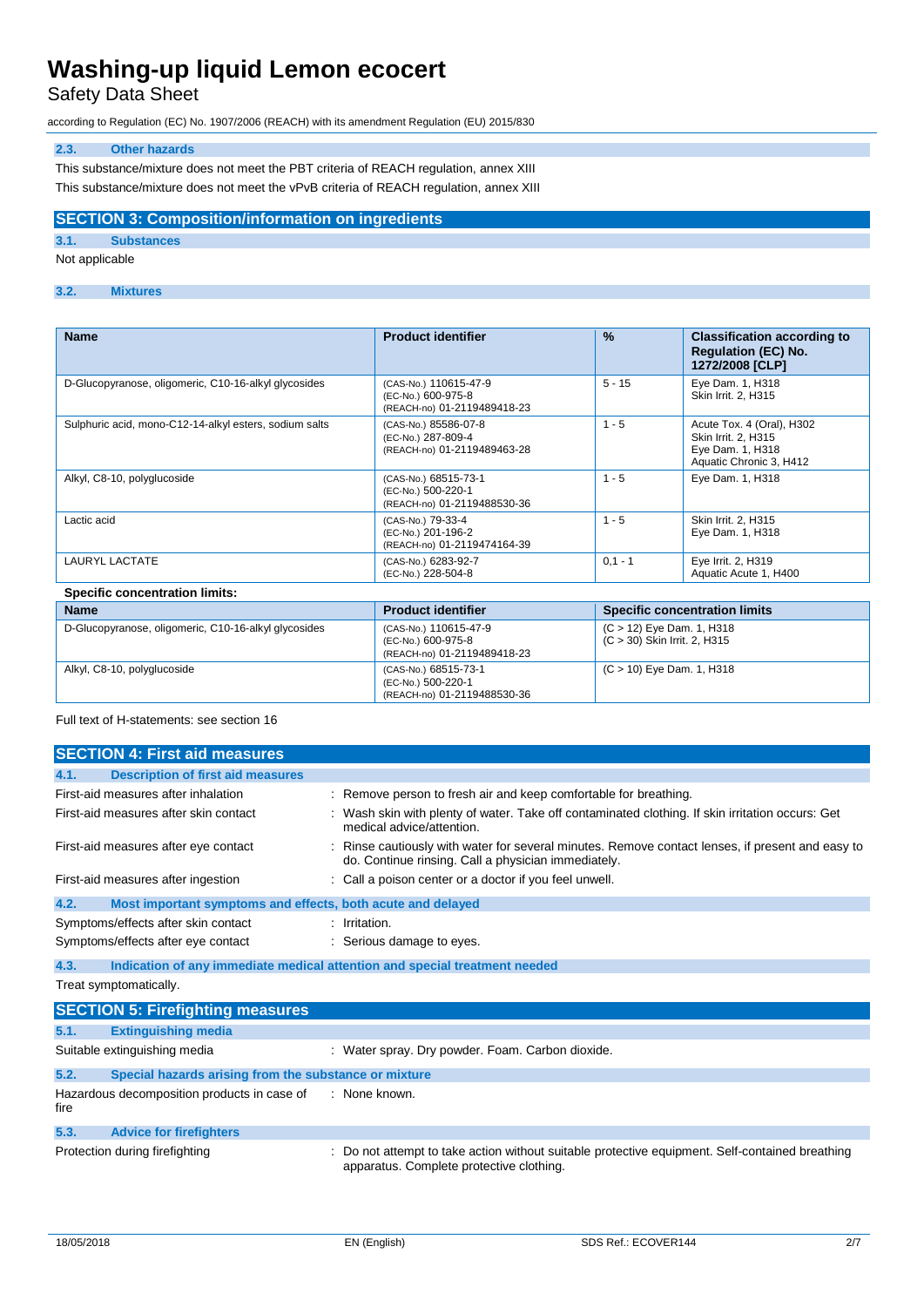### 2.3. Other hazards

This substance/mixture does not meet the PBT criteria of REACH regulation, annex XIII

This substance/mixture does not meet the vPvB criteria of REACH regulation, annex XIII

## SECTION 3: Composition/information on ingredients

### 3.1. Substances

Not applicable

### 3.2. Mixtures

| Name | Product identifier | % | Classification according to Regulation (EC) No. 1272/2008 [CLP] |
|---|---|---|---|
| D-Glucopyranose, oligomeric, C10-16-alkyl glycosides | (CAS-No.) 110615-47-9<br>(EC-No.) 600-975-8<br>(REACH-no) 01-2119489418-23 | 5 - 15 | Eye Dam. 1, H318<br>Skin Irrit. 2, H315 |
| Sulphuric acid, mono-C12-14-alkyl esters, sodium salts | (CAS-No.) 85586-07-8<br>(EC-No.) 287-809-4<br>(REACH-no) 01-2119489463-28 | 1 - 5 | Acute Tox. 4 (Oral), H302<br>Skin Irrit. 2, H315<br>Eye Dam. 1, H318<br>Aquatic Chronic 3, H412 |
| Alkyl, C8-10, polyglucoside | (CAS-No.) 68515-73-1<br>(EC-No.) 500-220-1<br>(REACH-no) 01-2119488530-36 | 1 - 5 | Eye Dam. 1, H318 |
| Lactic acid | (CAS-No.) 79-33-4<br>(EC-No.) 201-196-2<br>(REACH-no) 01-2119474164-39 | 1 - 5 | Skin Irrit. 2, H315<br>Eye Dam. 1, H318 |
| LAURYL LACTATE | (CAS-No.) 6283-92-7<br>(EC-No.) 228-504-8 | 0,1 - 1 | Eye Irrit. 2, H319<br>Aquatic Acute 1, H400 |

**Specific concentration limits:**

| Name | Product identifier | Specific concentration limits |
|---|---|---|
| D-Glucopyranose, oligomeric, C10-16-alkyl glycosides | (CAS-No.) 110615-47-9<br>(EC-No.) 600-975-8<br>(REACH-no) 01-2119489418-23 | (C > 12) Eye Dam. 1, H318<br>(C > 30) Skin Irrit. 2, H315 |
| Alkyl, C8-10, polyglucoside | (CAS-No.) 68515-73-1<br>(EC-No.) 500-220-1<br>(REACH-no) 01-2119488530-36 | (C > 10) Eye Dam. 1, H318 |

Full text of H-statements: see section 16

## SECTION 4: First aid measures

### 4.1. Description of first aid measures

| | |
|---|---|
| First-aid measures after inhalation | : Remove person to fresh air and keep comfortable for breathing. |
| First-aid measures after skin contact | : Wash skin with plenty of water. Take off contaminated clothing. If skin irritation occurs: Get medical advice/attention. |
| First-aid measures after eye contact | : Rinse cautiously with water for several minutes. Remove contact lenses, if present and easy to do. Continue rinsing. Call a physician immediately. |
| First-aid measures after ingestion | : Call a poison center or a doctor if you feel unwell. |

### 4.2. Most important symptoms and effects, both acute and delayed

| | |
|---|---|
| Symptoms/effects after skin contact | : Irritation. |
| Symptoms/effects after eye contact | : Serious damage to eyes. |

### 4.3. Indication of any immediate medical attention and special treatment needed

Treat symptomatically.

## SECTION 5: Firefighting measures

### 5.1. Extinguishing media

| | |
|---|---|
| Suitable extinguishing media | : Water spray. Dry powder. Foam. Carbon dioxide. |

### 5.2. Special hazards arising from the substance or mixture

| | |
|---|---|
| Hazardous decomposition products in case of fire | : None known. |

### 5.3. Advice for firefighters

| | |
|---|---|
| Protection during firefighting | : Do not attempt to take action without suitable protective equipment. Self-contained breathing apparatus. Complete protective clothing. |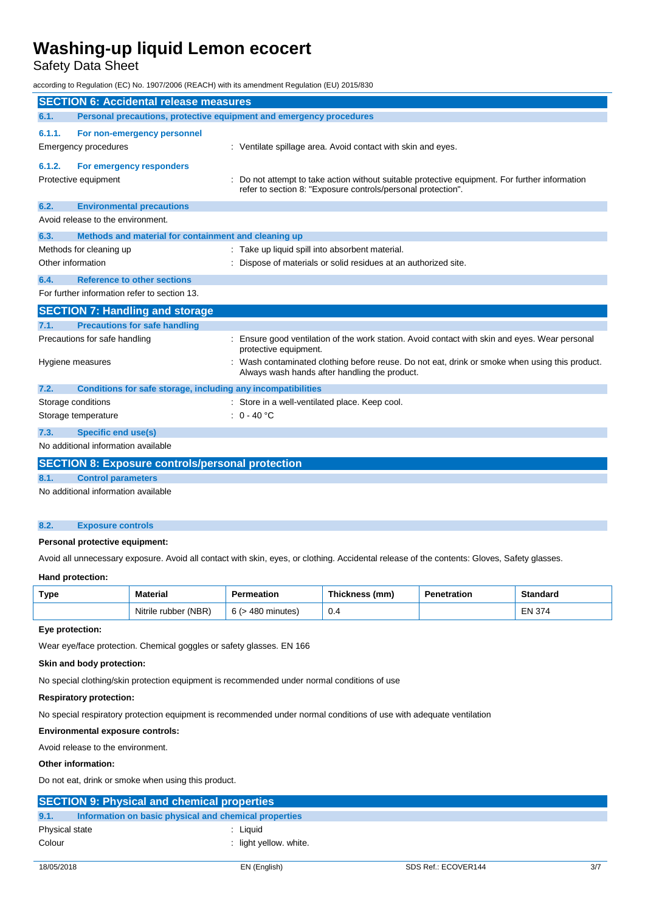## SECTION 6: Accidental release measures

### 6.1. Personal precautions, protective equipment and emergency procedures

#### 6.1.1. For non-emergency personnel

Emergency procedures : Ventilate spillage area. Avoid contact with skin and eyes.

#### 6.1.2. For emergency responders

Protective equipment : Do not attempt to take action without suitable protective equipment. For further information refer to section 8: "Exposure controls/personal protection".

### 6.2. Environmental precautions

Avoid release to the environment.

### 6.3. Methods and material for containment and cleaning up

Methods for cleaning up : Take up liquid spill into absorbent material.

Other information : Dispose of materials or solid residues at an authorized site.

### 6.4. Reference to other sections

For further information refer to section 13.

## SECTION 7: Handling and storage

### 7.1. Precautions for safe handling

Precautions for safe handling : Ensure good ventilation of the work station. Avoid contact with skin and eyes. Wear personal protective equipment.

Hygiene measures : Wash contaminated clothing before reuse. Do not eat, drink or smoke when using this product. Always wash hands after handling the product.

### 7.2. Conditions for safe storage, including any incompatibilities

Storage conditions : Store in a well-ventilated place. Keep cool.

Storage temperature : 0 - 40 °C

### 7.3. Specific end use(s)

No additional information available

## SECTION 8: Exposure controls/personal protection

### 8.1. Control parameters

No additional information available

### 8.2. Exposure controls

**Personal protective equipment:**

Avoid all unnecessary exposure. Avoid all contact with skin, eyes, or clothing. Accidental release of the contents: Gloves, Safety glasses.

**Hand protection:**

| Type | Material | Permeation | Thickness (mm) | Penetration | Standard |
|---|---|---|---|---|---|
| | Nitrile rubber (NBR) | 6 (> 480 minutes) | 0.4 | | EN 374 |

**Eye protection:**

Wear eye/face protection. Chemical goggles or safety glasses. EN 166

**Skin and body protection:**

No special clothing/skin protection equipment is recommended under normal conditions of use

**Respiratory protection:**

No special respiratory protection equipment is recommended under normal conditions of use with adequate ventilation

**Environmental exposure controls:**

Avoid release to the environment.

**Other information:**

Do not eat, drink or smoke when using this product.

## SECTION 9: Physical and chemical properties

### 9.1. Information on basic physical and chemical properties

Physical state : Liquid

Colour : light yellow. white.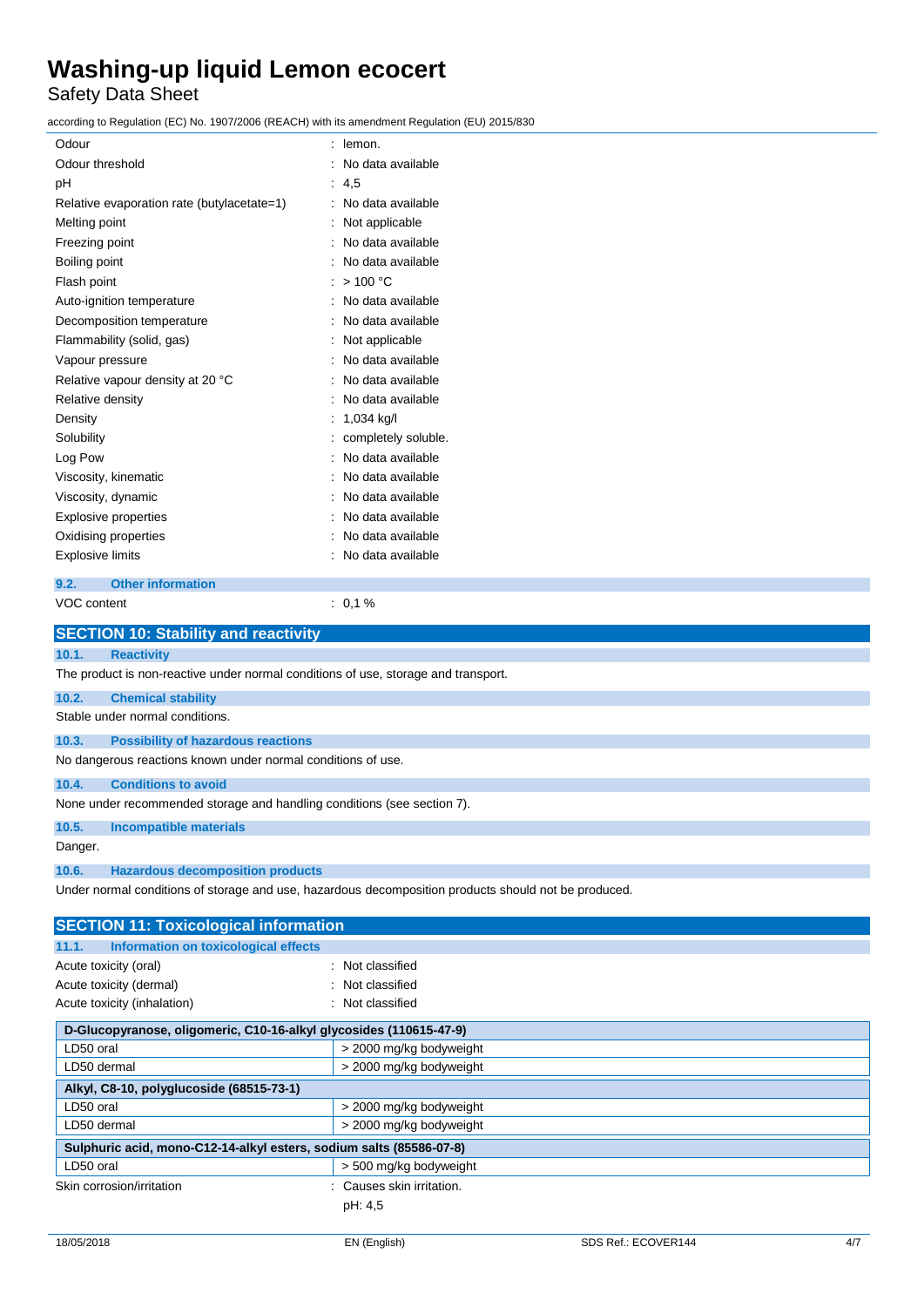| | |
|---|---|
| Odour | : lemon. |
| Odour threshold | : No data available |
| pH | : 4,5 |
| Relative evaporation rate (butylacetate=1) | : No data available |
| Melting point | : Not applicable |
| Freezing point | : No data available |
| Boiling point | : No data available |
| Flash point | : > 100 °C |
| Auto-ignition temperature | : No data available |
| Decomposition temperature | : No data available |
| Flammability (solid, gas) | : Not applicable |
| Vapour pressure | : No data available |
| Relative vapour density at 20 °C | : No data available |
| Relative density | : No data available |
| Density | : 1,034 kg/l |
| Solubility | : completely soluble. |
| Log Pow | : No data available |
| Viscosity, kinematic | : No data available |
| Viscosity, dynamic | : No data available |
| Explosive properties | : No data available |
| Oxidising properties | : No data available |
| Explosive limits | : No data available |

### 9.2. Other information

VOC content : 0,1 %

## SECTION 10: Stability and reactivity

### 10.1. Reactivity

The product is non-reactive under normal conditions of use, storage and transport.

### 10.2. Chemical stability

Stable under normal conditions.

### 10.3. Possibility of hazardous reactions

No dangerous reactions known under normal conditions of use.

### 10.4. Conditions to avoid

None under recommended storage and handling conditions (see section 7).

### 10.5. Incompatible materials

Danger.

### 10.6. Hazardous decomposition products

Under normal conditions of storage and use, hazardous decomposition products should not be produced.

## SECTION 11: Toxicological information

### 11.1. Information on toxicological effects

| | |
|---|---|
| Acute toxicity (oral) | : Not classified |
| Acute toxicity (dermal) | : Not classified |
| Acute toxicity (inhalation) | : Not classified |

| D-Glucopyranose, oligomeric, C10-16-alkyl glycosides (110615-47-9) | |
|---|---|
| LD50 oral | > 2000 mg/kg bodyweight |
| LD50 dermal | > 2000 mg/kg bodyweight |

| Alkyl, C8-10, polyglucoside (68515-73-1) | |
|---|---|
| LD50 oral | > 2000 mg/kg bodyweight |
| LD50 dermal | > 2000 mg/kg bodyweight |

| Sulphuric acid, mono-C12-14-alkyl esters, sodium salts (85586-07-8) | |
|---|---|
| LD50 oral | > 500 mg/kg bodyweight |

Skin corrosion/irritation : Causes skin irritation.

pH: 4,5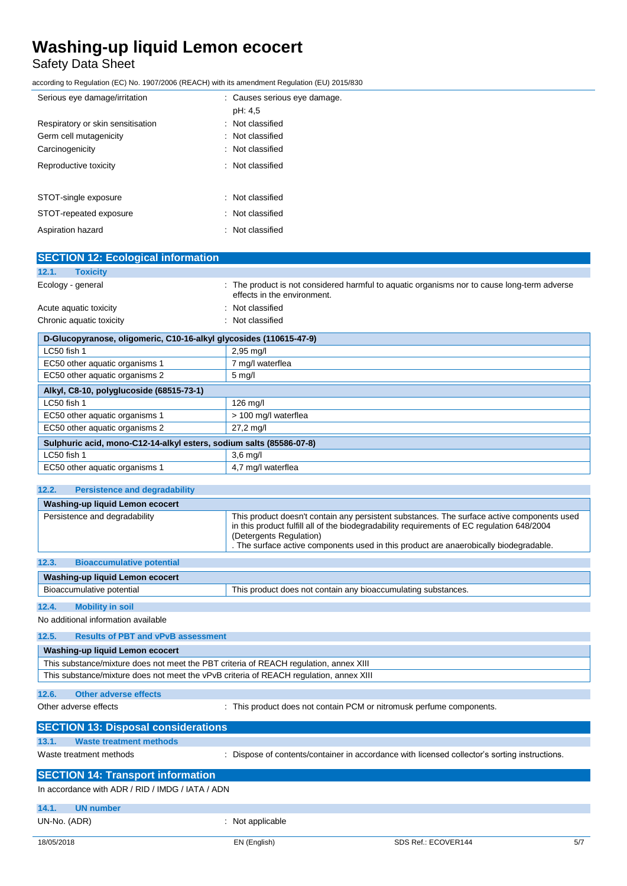| | |
|---|---|
| Serious eye damage/irritation | : Causes serious eye damage.<br>pH: 4,5 |
| Respiratory or skin sensitisation | : Not classified |
| Germ cell mutagenicity | : Not classified |
| Carcinogenicity | : Not classified |
| Reproductive toxicity | : Not classified |
| STOT-single exposure | : Not classified |
| STOT-repeated exposure | : Not classified |
| Aspiration hazard | : Not classified |

## SECTION 12: Ecological information

### 12.1. Toxicity

| | |
|---|---|
| Ecology - general | : The product is not considered harmful to aquatic organisms nor to cause long-term adverse effects in the environment. |
| Acute aquatic toxicity | : Not classified |
| Chronic aquatic toxicity | : Not classified |

| D-Glucopyranose, oligomeric, C10-16-alkyl glycosides (110615-47-9) | |
|---|---|
| LC50 fish 1 | 2,95 mg/l |
| EC50 other aquatic organisms 1 | 7 mg/l waterflea |
| EC50 other aquatic organisms 2 | 5 mg/l |
| **Alkyl, C8-10, polyglucoside (68515-73-1)** | |
| LC50 fish 1 | 126 mg/l |
| EC50 other aquatic organisms 1 | > 100 mg/l waterflea |
| EC50 other aquatic organisms 2 | 27,2 mg/l |
| **Sulphuric acid, mono-C12-14-alkyl esters, sodium salts (85586-07-8)** | |
| LC50 fish 1 | 3,6 mg/l |
| EC50 other aquatic organisms 1 | 4,7 mg/l waterflea |

### 12.2. Persistence and degradability

| Washing-up liquid Lemon ecocert | |
|---|---|
| Persistence and degradability | This product doesn't contain any persistent substances. The surface active components used in this product fulfill all of the biodegradability requirements of EC regulation 648/2004 (Detergents Regulation)<br>. The surface active components used in this product are anaerobically biodegradable. |

### 12.3. Bioaccumulative potential

| Washing-up liquid Lemon ecocert | |
|---|---|
| Bioaccumulative potential | This product does not contain any bioaccumulating substances. |

### 12.4. Mobility in soil

No additional information available

### 12.5. Results of PBT and vPvB assessment

| Washing-up liquid Lemon ecocert |
|---|
| This substance/mixture does not meet the PBT criteria of REACH regulation, annex XIII |
| This substance/mixture does not meet the vPvB criteria of REACH regulation, annex XIII |

### 12.6. Other adverse effects

Other adverse effects : This product does not contain PCM or nitromusk perfume components.

## SECTION 13: Disposal considerations

### 13.1. Waste treatment methods

Waste treatment methods : Dispose of contents/container in accordance with licensed collector's sorting instructions.

## SECTION 14: Transport information

In accordance with ADR / RID / IMDG / IATA / ADN

### 14.1. UN number

UN-No. (ADR) : Not applicable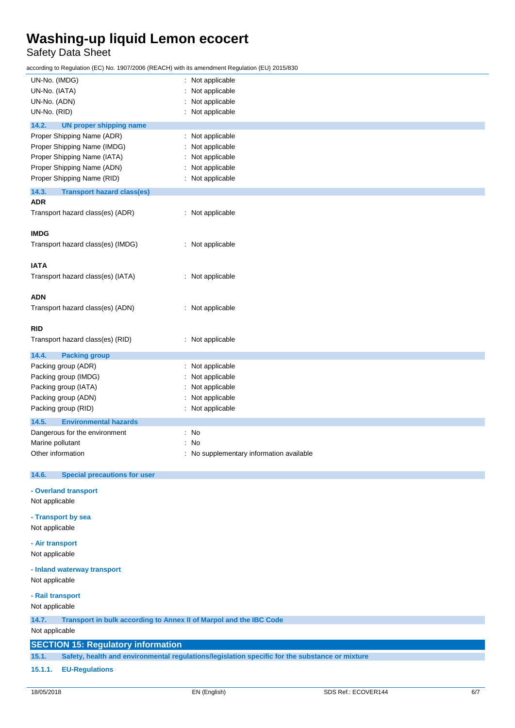UN-No. (IMDG) : Not applicable

UN-No. (IATA) : Not applicable

UN-No. (ADN) : Not applicable

UN-No. (RID) : Not applicable

### 14.2. UN proper shipping name

Proper Shipping Name (ADR) : Not applicable

Proper Shipping Name (IMDG) : Not applicable

Proper Shipping Name (IATA) : Not applicable

Proper Shipping Name (ADN) : Not applicable

Proper Shipping Name (RID) : Not applicable

### 14.3. Transport hazard class(es)

**ADR**

Transport hazard class(es) (ADR) : Not applicable

**IMDG**

Transport hazard class(es) (IMDG) : Not applicable

**IATA**

Transport hazard class(es) (IATA) : Not applicable

**ADN**

Transport hazard class(es) (ADN) : Not applicable

**RID**

Transport hazard class(es) (RID) : Not applicable

### 14.4. Packing group

Packing group (ADR) : Not applicable

Packing group (IMDG) : Not applicable

Packing group (IATA) : Not applicable

Packing group (ADN) : Not applicable

Packing group (RID) : Not applicable

### 14.5. Environmental hazards

Dangerous for the environment : No

Marine pollutant : No

Other information : No supplementary information available

### 14.6. Special precautions for user

**- Overland transport**

Not applicable

**- Transport by sea**

Not applicable

**- Air transport**

Not applicable

**- Inland waterway transport**

Not applicable

**- Rail transport**

Not applicable

### 14.7. Transport in bulk according to Annex II of Marpol and the IBC Code

Not applicable

## SECTION 15: Regulatory information

### 15.1. Safety, health and environmental regulations/legislation specific for the substance or mixture

#### 15.1.1. EU-Regulations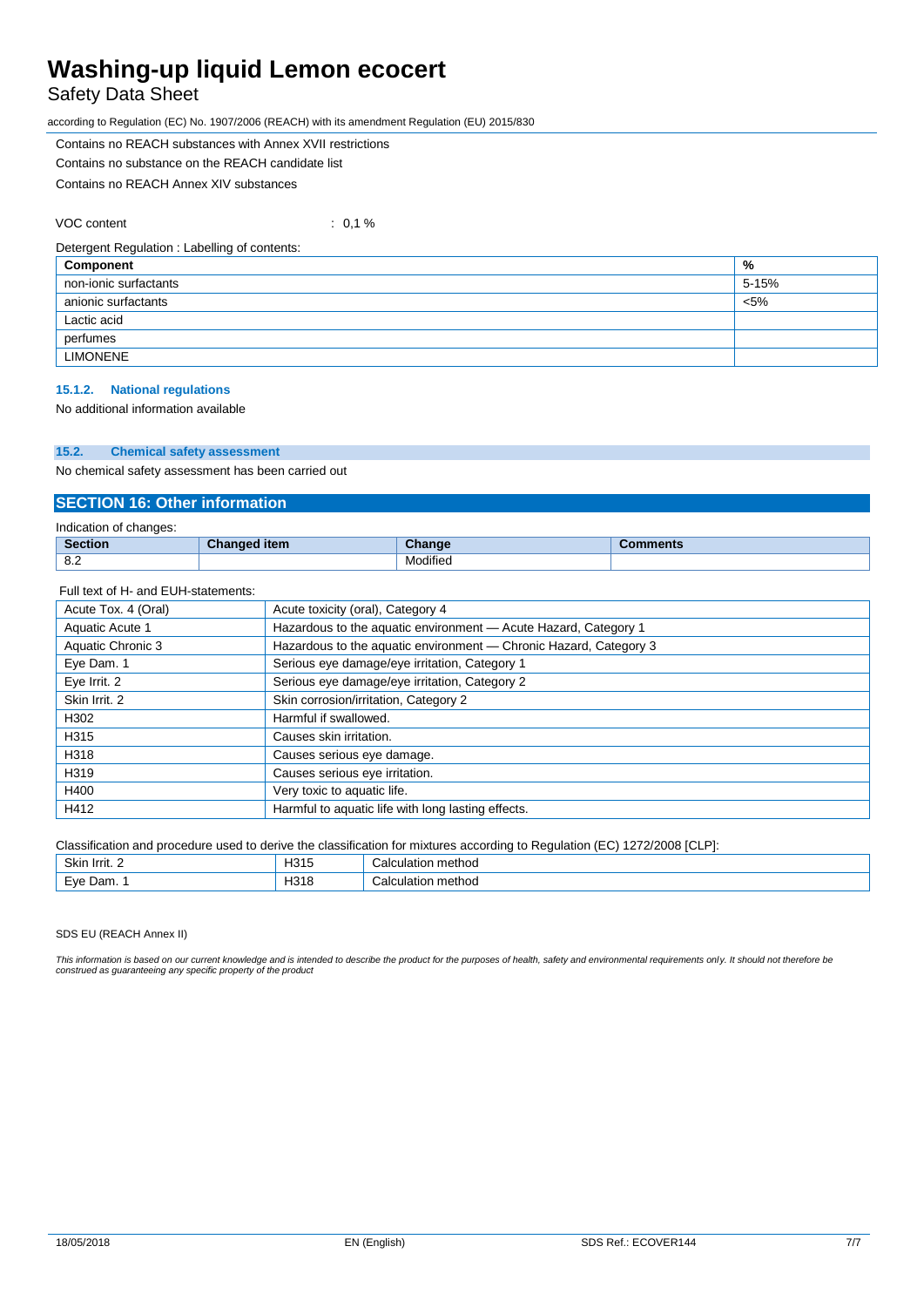Contains no REACH substances with Annex XVII restrictions

Contains no substance on the REACH candidate list

Contains no REACH Annex XIV substances

VOC content : 0,1 %

Detergent Regulation : Labelling of contents:

| Component | % |
|---|---|
| non-ionic surfactants | 5-15% |
| anionic surfactants | <5% |
| Lactic acid | |
| perfumes | |
| LIMONENE | |

#### 15.1.2. National regulations

No additional information available

### 15.2. Chemical safety assessment

No chemical safety assessment has been carried out

## SECTION 16: Other information

Indication of changes:

| Section | Changed item | Change | Comments |
|---|---|---|---|
| 8.2 | | Modified | |

Full text of H- and EUH-statements:

| | |
|---|---|
| Acute Tox. 4 (Oral) | Acute toxicity (oral), Category 4 |
| Aquatic Acute 1 | Hazardous to the aquatic environment — Acute Hazard, Category 1 |
| Aquatic Chronic 3 | Hazardous to the aquatic environment — Chronic Hazard, Category 3 |
| Eye Dam. 1 | Serious eye damage/eye irritation, Category 1 |
| Eye Irrit. 2 | Serious eye damage/eye irritation, Category 2 |
| Skin Irrit. 2 | Skin corrosion/irritation, Category 2 |
| H302 | Harmful if swallowed. |
| H315 | Causes skin irritation. |
| H318 | Causes serious eye damage. |
| H319 | Causes serious eye irritation. |
| H400 | Very toxic to aquatic life. |
| H412 | Harmful to aquatic life with long lasting effects. |

Classification and procedure used to derive the classification for mixtures according to Regulation (EC) 1272/2008 [CLP]:

| | | |
|---|---|---|
| Skin Irrit. 2 | H315 | Calculation method |
| Eye Dam. 1 | H318 | Calculation method |

SDS EU (REACH Annex II)

*This information is based on our current knowledge and is intended to describe the product for the purposes of health, safety and environmental requirements only. It should not therefore be construed as guaranteeing any specific property of the product*